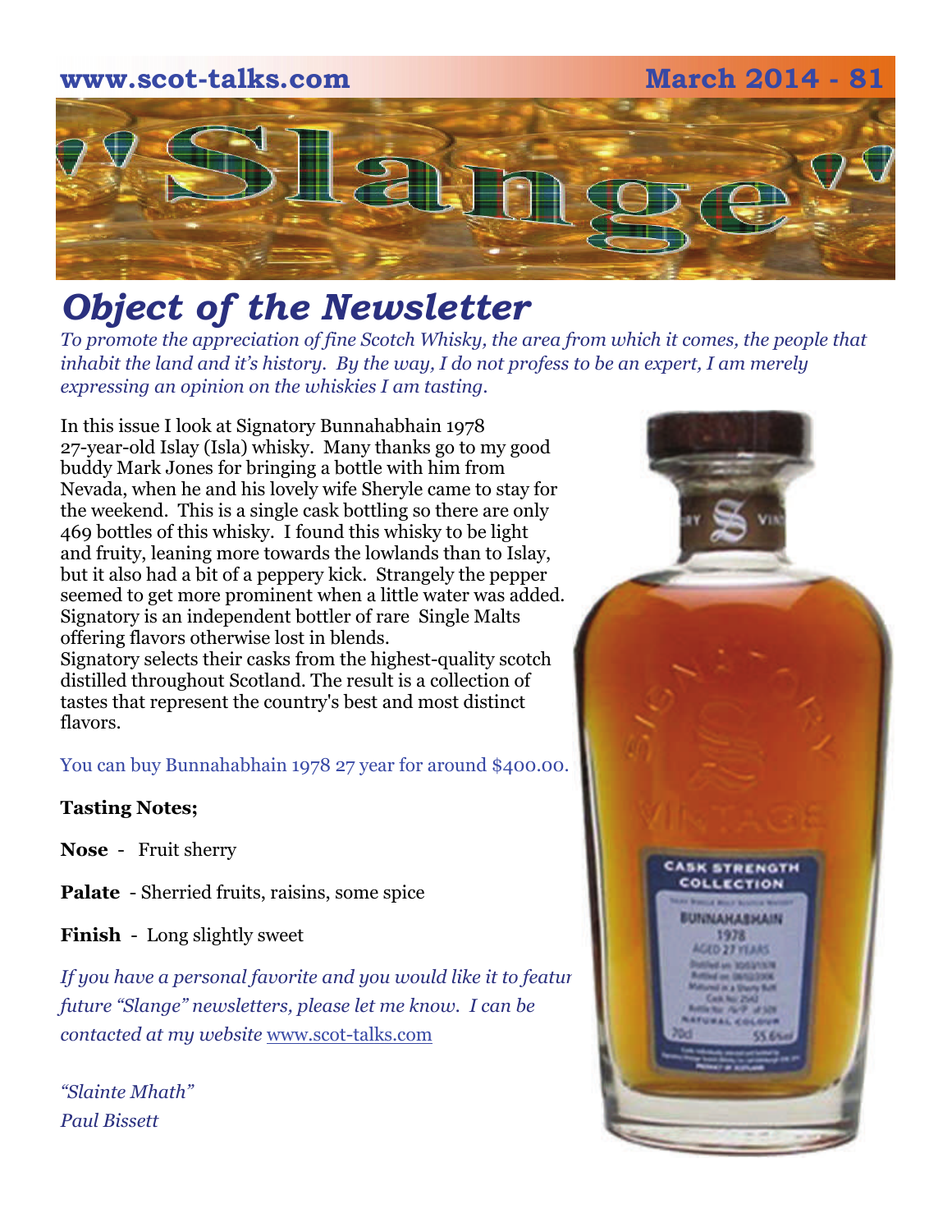www.scot-talks.com March 2014 - 81

# "Slange"

## *Object of the Newsletter*

*To promote the appreciation of fine Scotch Whisky, the area from which it comes, the people that inhabit the land and it's history. By the way, I do not profess to be an expert, I am merely expressing an opinion on the whiskies I am tasting.*

In this issue I look at Signatory Bunnahabhain 1978 27-year-old Islay (Isla) whisky. Many thanks go to my good buddy Mark Jones for bringing a bottle with him from Nevada, when he and his lovely wife Sheryle came to stay for the weekend. This is a single cask bottling so there are only 469 bottles of this whisky. I found this whisky to be light and fruity, leaning more towards the lowlands than to Islay, but it also had a bit of a peppery kick. Strangely the pepper seemed to get more prominent when a little water was added. Signatory is an independent bottler of rare Single Malts offering flavors otherwise lost in blends.
Signatory selects their casks from the highest-quality scotch distilled throughout Scotland. The result is a collection of tastes that represent the country's best and most distinct flavors.

You can buy Bunnahabhain 1978 27 year for around $400.00.

**Tasting Notes;**

**Nose** - Fruit sherry

**Palate** - Sherried fruits, raisins, some spice

**Finish** - Long slightly sweet

*If you have a personal favorite and you would like it to feature in future "Slange" newsletters, please let me know. I can be contacted at my website* www.scot-talks.com

*"Slainte Mhath"*
*Paul Bissett*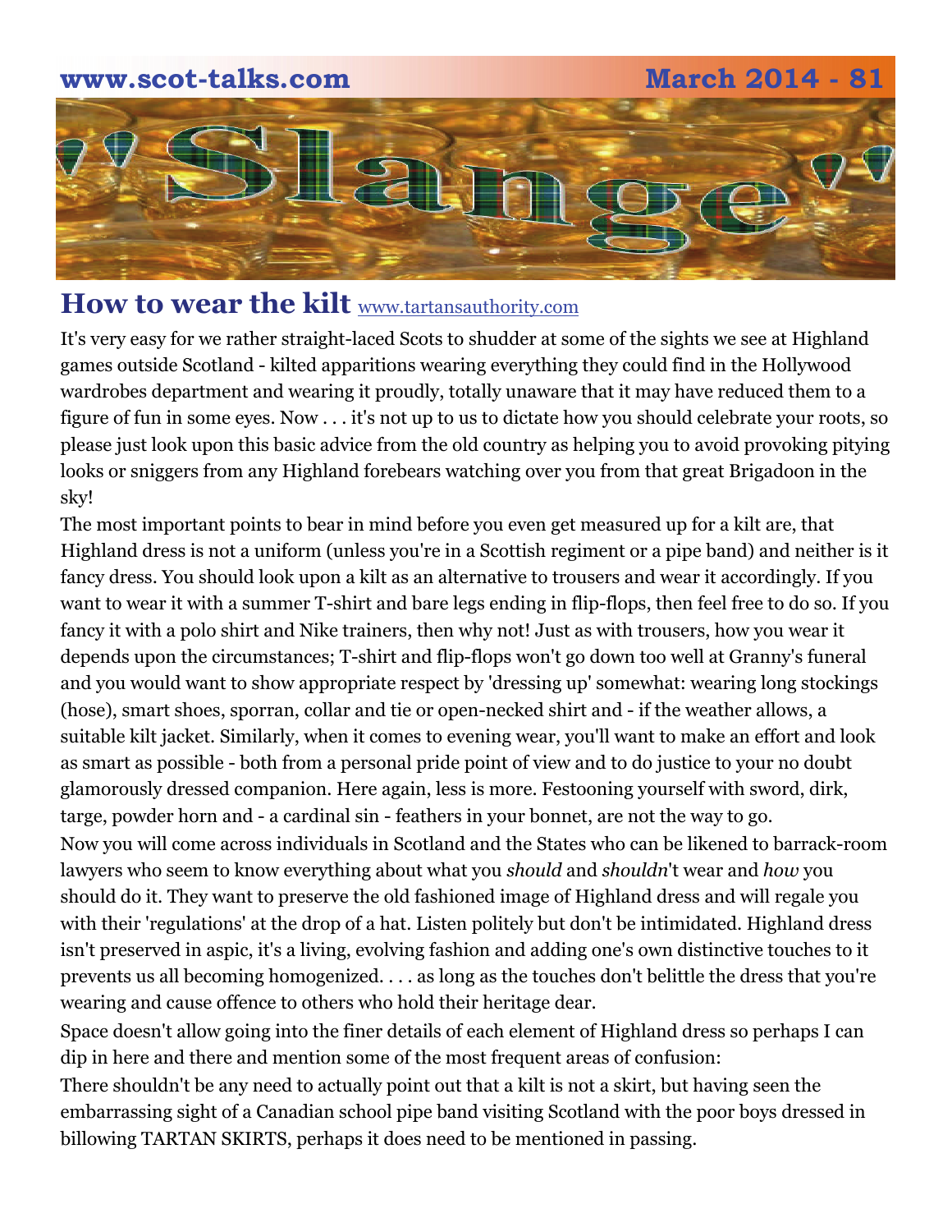## How to wear the kilt [www.tartansauthority.com](http://www.tartansauthority.com)

It's very easy for we rather straight-laced Scots to shudder at some of the sights we see at Highland games outside Scotland - kilted apparitions wearing everything they could find in the Hollywood wardrobes department and wearing it proudly, totally unaware that it may have reduced them to a figure of fun in some eyes. Now . . . it's not up to us to dictate how you should celebrate your roots, so please just look upon this basic advice from the old country as helping you to avoid provoking pitying looks or sniggers from any Highland forebears watching over you from that great Brigadoon in the sky!

The most important points to bear in mind before you even get measured up for a kilt are, that Highland dress is not a uniform (unless you're in a Scottish regiment or a pipe band) and neither is it fancy dress. You should look upon a kilt as an alternative to trousers and wear it accordingly. If you want to wear it with a summer T-shirt and bare legs ending in flip-flops, then feel free to do so. If you fancy it with a polo shirt and Nike trainers, then why not! Just as with trousers, how you wear it depends upon the circumstances; T-shirt and flip-flops won't go down too well at Granny's funeral and you would want to show appropriate respect by 'dressing up' somewhat: wearing long stockings (hose), smart shoes, sporran, collar and tie or open-necked shirt and - if the weather allows, a suitable kilt jacket. Similarly, when it comes to evening wear, you'll want to make an effort and look as smart as possible - both from a personal pride point of view and to do justice to your no doubt glamorously dressed companion. Here again, less is more. Festooning yourself with sword, dirk, targe, powder horn and - a cardinal sin - feathers in your bonnet, are not the way to go.

Now you will come across individuals in Scotland and the States who can be likened to barrack-room lawyers who seem to know everything about what you *should* and *shouldn*'t wear and *how* you should do it. They want to preserve the old fashioned image of Highland dress and will regale you with their 'regulations' at the drop of a hat. Listen politely but don't be intimidated. Highland dress isn't preserved in aspic, it's a living, evolving fashion and adding one's own distinctive touches to it prevents us all becoming homogenized. . . . as long as the touches don't belittle the dress that you're wearing and cause offence to others who hold their heritage dear.

Space doesn't allow going into the finer details of each element of Highland dress so perhaps I can dip in here and there and mention some of the most frequent areas of confusion:

There shouldn't be any need to actually point out that a kilt is not a skirt, but having seen the embarrassing sight of a Canadian school pipe band visiting Scotland with the poor boys dressed in billowing TARTAN SKIRTS, perhaps it does need to be mentioned in passing.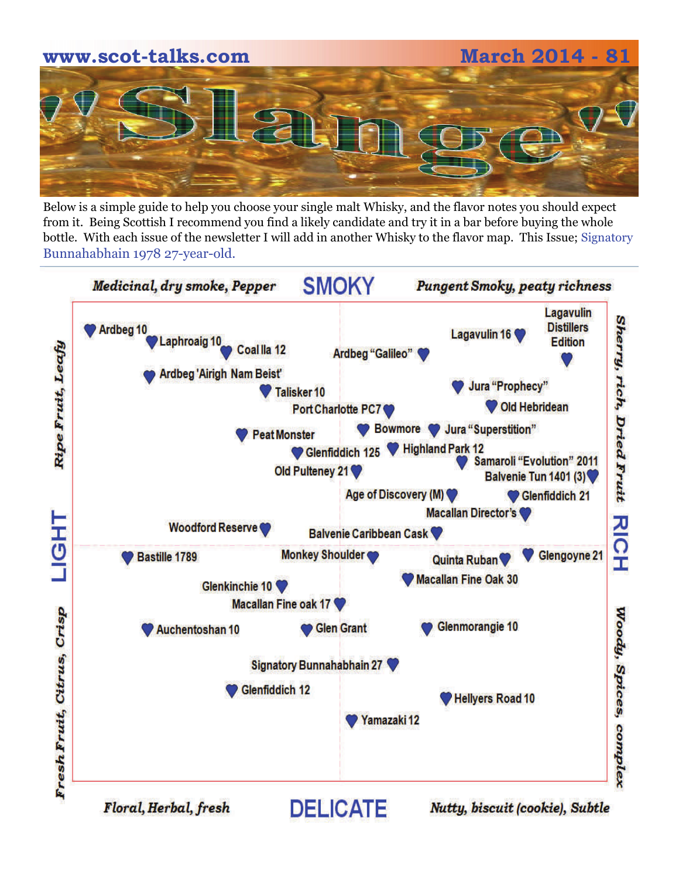# Slange

Below is a simple guide to help you choose your single malt Whisky, and the flavor notes you should expect from it. Being Scottish I recommend you find a likely candidate and try it in a bar before buying the whole bottle. With each issue of the newsletter I will add in another Whisky to the flavor map. This Issue; Signatory Bunnahabhain 1978 27-year-old.

**SMOKY**

*Medicinal, dry smoke, Pepper* — *Pungent Smoky, peaty richness*

**LIGHT** — *Ripe Fruit, Leafy* / *Fresh Fruit, Citrus, Crisp*

**RICH** — *Sherry, rich, Dried Fruit* / *Woody, Spices, complex*

**DELICATE**

*Floral, Herbal, fresh* — *Nutty, biscuit (cookie), Subtle*

Ardbeg 10
Laphroaig 10
Coal Ila 12
Ardbeg "Galileo"
Lagavulin 16
Lagavulin Distillers Edition
Ardbeg 'Airigh Nam Beist'
Talisker 10
Jura "Prophecy"
Port Charlotte PC7
Old Hebridean
Peat Monster
Bowmore
Jura "Superstition"
Glenfiddich 125
Highland Park 12
Samaroli "Evolution" 2011
Old Pulteney 21
Balvenie Tun 1401 (3)
Age of Discovery (M)
Glenfiddich 21
Macallan Director's
Woodford Reserve
Balvenie Caribbean Cask
Bastille 1789
Monkey Shoulder
Quinta Ruban
Glengoyne 21
Macallan Fine Oak 30
Glenkinchie 10
Macallan Fine oak 17
Auchentoshan 10
Glen Grant
Glenmorangie 10
Signatory Bunnahabhain 27
Glenfiddich 12
Hellyers Road 10
Yamazaki 12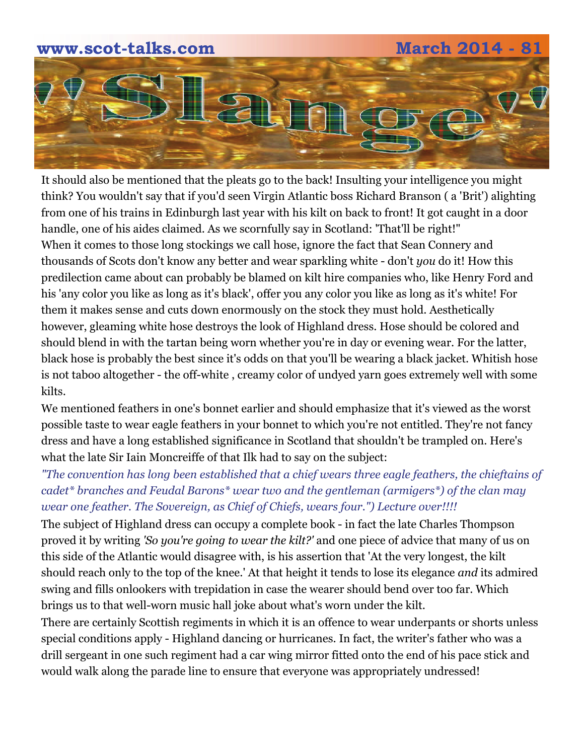# "Slange"

It should also be mentioned that the pleats go to the back! Insulting your intelligence you might think? You wouldn't say that if you'd seen Virgin Atlantic boss Richard Branson ( a 'Brit') alighting from one of his trains in Edinburgh last year with his kilt on back to front! It got caught in a door handle, one of his aides claimed. As we scornfully say in Scotland: 'That'll be right!"

When it comes to those long stockings we call hose, ignore the fact that Sean Connery and thousands of Scots don't know any better and wear sparkling white - don't *you* do it! How this predilection came about can probably be blamed on kilt hire companies who, like Henry Ford and his 'any color you like as long as it's black', offer you any color you like as long as it's white! For them it makes sense and cuts down enormously on the stock they must hold. Aesthetically however, gleaming white hose destroys the look of Highland dress. Hose should be colored and should blend in with the tartan being worn whether you're in day or evening wear. For the latter, black hose is probably the best since it's odds on that you'll be wearing a black jacket. Whitish hose is not taboo altogether - the off-white , creamy color of undyed yarn goes extremely well with some kilts.

We mentioned feathers in one's bonnet earlier and should emphasize that it's viewed as the worst possible taste to wear eagle feathers in your bonnet to which you're not entitled. They're not fancy dress and have a long established significance in Scotland that shouldn't be trampled on. Here's what the late Sir Iain Moncreiffe of that Ilk had to say on the subject:

*"The convention has long been established that a chief wears three eagle feathers, the chieftains of cadet* branches and Feudal Barons* wear two and the gentleman (armigers*) of the clan may wear one feather. The Sovereign, as Chief of Chiefs, wears four.") Lecture over!!!!*

The subject of Highland dress can occupy a complete book - in fact the late Charles Thompson proved it by writing *'So you're going to wear the kilt?'* and one piece of advice that many of us on this side of the Atlantic would disagree with, is his assertion that 'At the very longest, the kilt should reach only to the top of the knee.' At that height it tends to lose its elegance *and* its admired swing and fills onlookers with trepidation in case the wearer should bend over too far. Which brings us to that well-worn music hall joke about what's worn under the kilt.

There are certainly Scottish regiments in which it is an offence to wear underpants or shorts unless special conditions apply - Highland dancing or hurricanes. In fact, the writer's father who was a drill sergeant in one such regiment had a car wing mirror fitted onto the end of his pace stick and would walk along the parade line to ensure that everyone was appropriately undressed!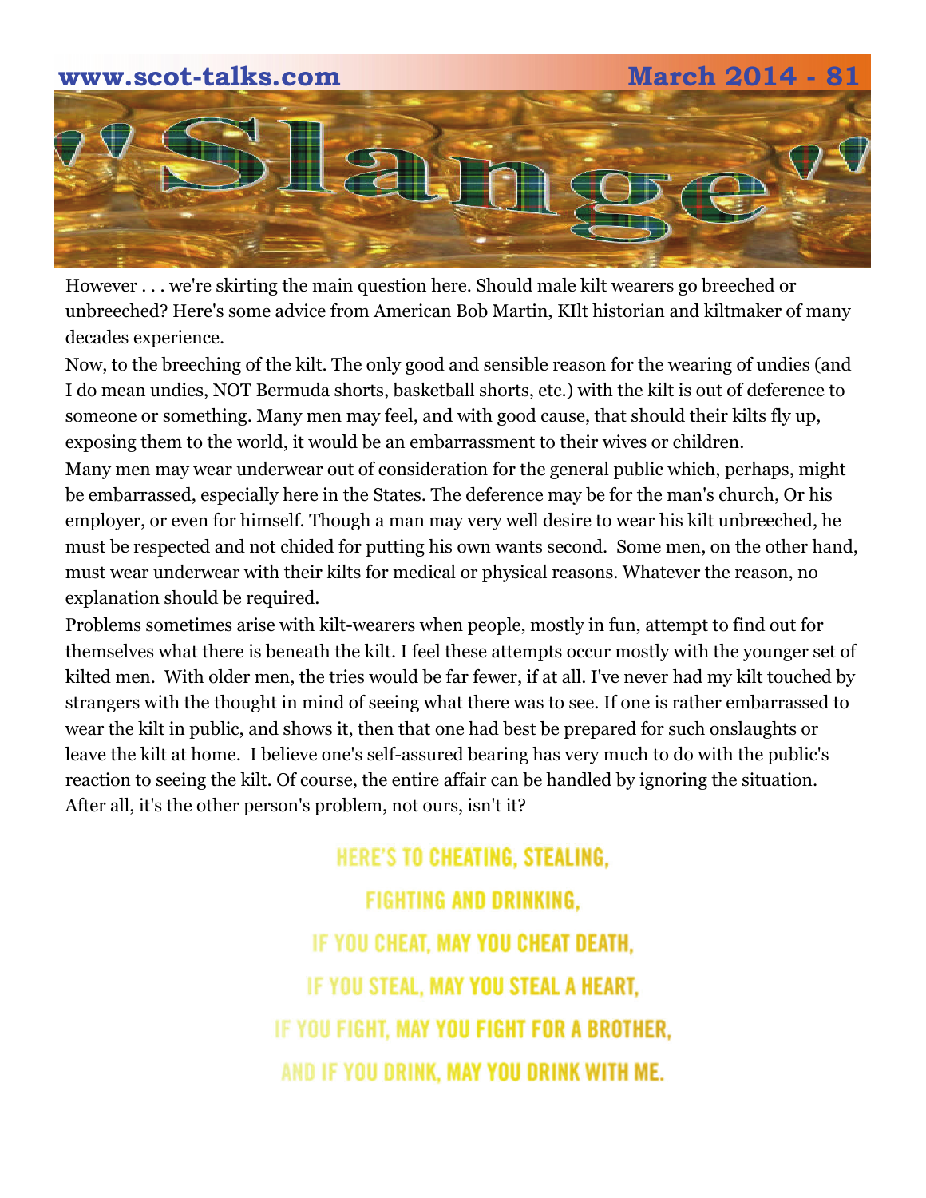# "Slange"

However . . . we're skirting the main question here. Should male kilt wearers go breeched or unbreeched? Here's some advice from American Bob Martin, KIlt historian and kiltmaker of many decades experience.

Now, to the breeching of the kilt. The only good and sensible reason for the wearing of undies (and I do mean undies, NOT Bermuda shorts, basketball shorts, etc.) with the kilt is out of deference to someone or something. Many men may feel, and with good cause, that should their kilts fly up, exposing them to the world, it would be an embarrassment to their wives or children.

Many men may wear underwear out of consideration for the general public which, perhaps, might be embarrassed, especially here in the States. The deference may be for the man's church, Or his employer, or even for himself. Though a man may very well desire to wear his kilt unbreeched, he must be respected and not chided for putting his own wants second. Some men, on the other hand, must wear underwear with their kilts for medical or physical reasons. Whatever the reason, no explanation should be required.

Problems sometimes arise with kilt-wearers when people, mostly in fun, attempt to find out for themselves what there is beneath the kilt. I feel these attempts occur mostly with the younger set of kilted men. With older men, the tries would be far fewer, if at all. I've never had my kilt touched by strangers with the thought in mind of seeing what there was to see. If one is rather embarrassed to wear the kilt in public, and shows it, then that one had best be prepared for such onslaughts or leave the kilt at home. I believe one's self-assured bearing has very much to do with the public's reaction to seeing the kilt. Of course, the entire affair can be handled by ignoring the situation. After all, it's the other person's problem, not ours, isn't it?

HERE'S TO CHEATING, STEALING,
FIGHTING AND DRINKING,
IF YOU CHEAT, MAY YOU CHEAT DEATH,
IF YOU STEAL, MAY YOU STEAL A HEART,
IF YOU FIGHT, MAY YOU FIGHT FOR A BROTHER,
AND IF YOU DRINK, MAY YOU DRINK WITH ME.